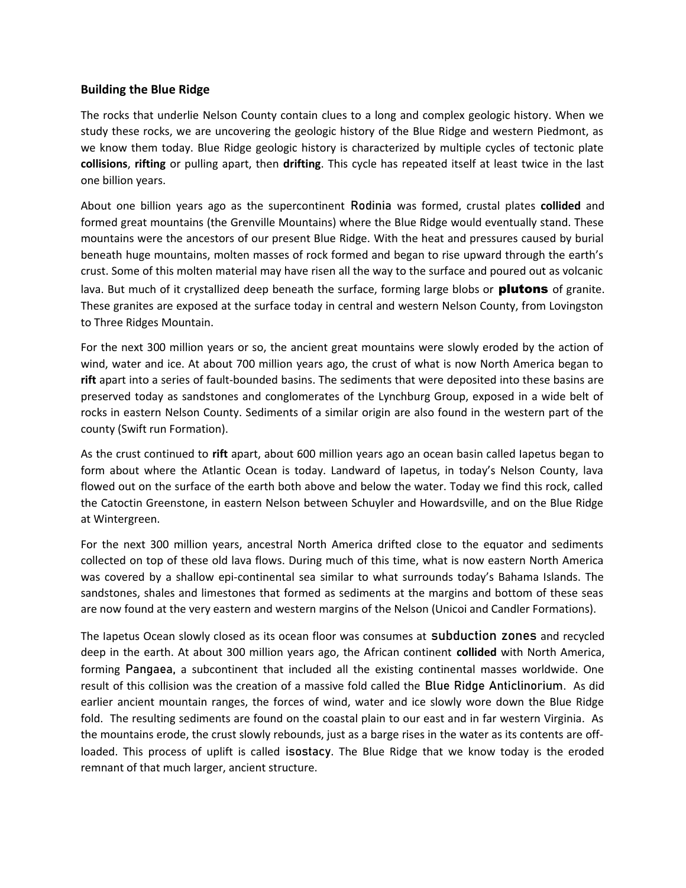## Building the Blue Ridge

The rocks that underlie Nelson County contain clues to a long and complex geologic history. When we study these rocks, we are uncovering the geologic history of the Blue Ridge and western Piedmont, as we know them today. Blue Ridge geologic history is characterized by multiple cycles of tectonic plate **collisions**, **rifting** or pulling apart, then **drifting**. This cycle has repeated itself at least twice in the last one billion years.

About one billion years ago as the supercontinent Rodinia was formed, crustal plates **collided** and formed great mountains (the Grenville Mountains) where the Blue Ridge would eventually stand. These mountains were the ancestors of our present Blue Ridge. With the heat and pressures caused by burial beneath huge mountains, molten masses of rock formed and began to rise upward through the earth's crust. Some of this molten material may have risen all the way to the surface and poured out as volcanic lava. But much of it crystallized deep beneath the surface, forming large blobs or **plutons** of granite. These granites are exposed at the surface today in central and western Nelson County, from Lovingston to Three Ridges Mountain.

For the next 300 million years or so, the ancient great mountains were slowly eroded by the action of wind, water and ice. At about 700 million years ago, the crust of what is now North America began to **rift** apart into a series of fault-bounded basins. The sediments that were deposited into these basins are preserved today as sandstones and conglomerates of the Lynchburg Group, exposed in a wide belt of rocks in eastern Nelson County. Sediments of a similar origin are also found in the western part of the county (Swift run Formation).

As the crust continued to **rift** apart, about 600 million years ago an ocean basin called Iapetus began to form about where the Atlantic Ocean is today. Landward of Iapetus, in today's Nelson County, lava flowed out on the surface of the earth both above and below the water. Today we find this rock, called the Catoctin Greenstone, in eastern Nelson between Schuyler and Howardsville, and on the Blue Ridge at Wintergreen.

For the next 300 million years, ancestral North America drifted close to the equator and sediments collected on top of these old lava flows. During much of this time, what is now eastern North America was covered by a shallow epi-continental sea similar to what surrounds today's Bahama Islands. The sandstones, shales and limestones that formed as sediments at the margins and bottom of these seas are now found at the very eastern and western margins of the Nelson (Unicoi and Candler Formations).

The Iapetus Ocean slowly closed as its ocean floor was consumes at subduction zones and recycled deep in the earth. At about 300 million years ago, the African continent **collided** with North America, forming Pangaea, a subcontinent that included all the existing continental masses worldwide. One result of this collision was the creation of a massive fold called the Blue Ridge Anticlinorium. As did earlier ancient mountain ranges, the forces of wind, water and ice slowly wore down the Blue Ridge fold. The resulting sediments are found on the coastal plain to our east and in far western Virginia. As the mountains erode, the crust slowly rebounds, just as a barge rises in the water as its contents are off-loaded. This process of uplift is called isostacy. The Blue Ridge that we know today is the eroded remnant of that much larger, ancient structure.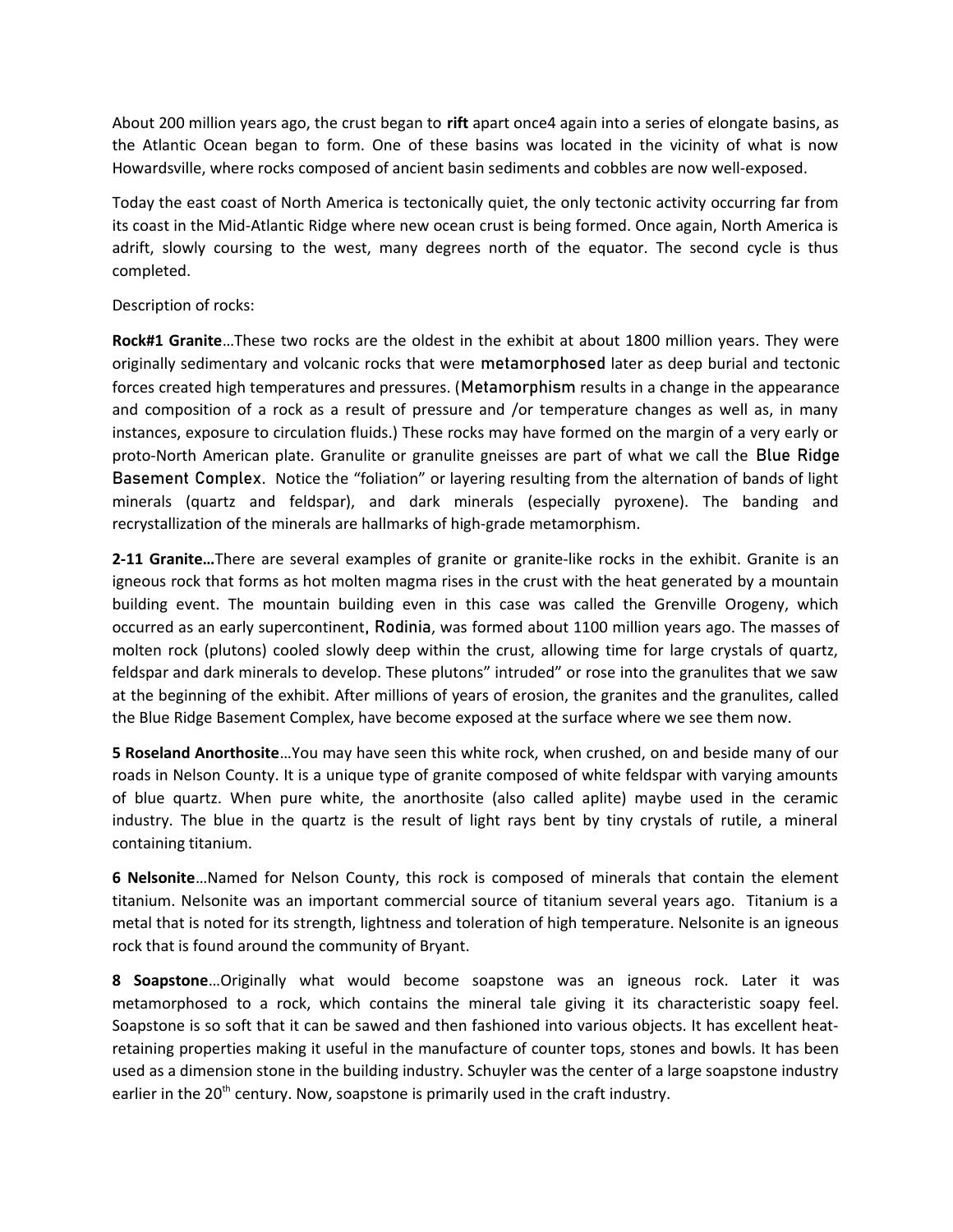About 200 million years ago, the crust began to **rift** apart once4 again into a series of elongate basins, as the Atlantic Ocean began to form. One of these basins was located in the vicinity of what is now Howardsville, where rocks composed of ancient basin sediments and cobbles are now well-exposed.

Today the east coast of North America is tectonically quiet, the only tectonic activity occurring far from its coast in the Mid-Atlantic Ridge where new ocean crust is being formed. Once again, North America is adrift, slowly coursing to the west, many degrees north of the equator. The second cycle is thus completed.

Description of rocks:

**Rock#1 Granite**…These two rocks are the oldest in the exhibit at about 1800 million years. They were originally sedimentary and volcanic rocks that were metamorphosed later as deep burial and tectonic forces created high temperatures and pressures. (Metamorphism results in a change in the appearance and composition of a rock as a result of pressure and /or temperature changes as well as, in many instances, exposure to circulation fluids.) These rocks may have formed on the margin of a very early or proto-North American plate. Granulite or granulite gneisses are part of what we call the Blue Ridge Basement Complex. Notice the "foliation" or layering resulting from the alternation of bands of light minerals (quartz and feldspar), and dark minerals (especially pyroxene). The banding and recrystallization of the minerals are hallmarks of high-grade metamorphism.

**2-11 Granite…**There are several examples of granite or granite-like rocks in the exhibit. Granite is an igneous rock that forms as hot molten magma rises in the crust with the heat generated by a mountain building event. The mountain building even in this case was called the Grenville Orogeny, which occurred as an early supercontinent, Rodinia, was formed about 1100 million years ago. The masses of molten rock (plutons) cooled slowly deep within the crust, allowing time for large crystals of quartz, feldspar and dark minerals to develop. These plutons" intruded" or rose into the granulites that we saw at the beginning of the exhibit. After millions of years of erosion, the granites and the granulites, called the Blue Ridge Basement Complex, have become exposed at the surface where we see them now.

**5 Roseland Anorthosite**…You may have seen this white rock, when crushed, on and beside many of our roads in Nelson County. It is a unique type of granite composed of white feldspar with varying amounts of blue quartz. When pure white, the anorthosite (also called aplite) maybe used in the ceramic industry. The blue in the quartz is the result of light rays bent by tiny crystals of rutile, a mineral containing titanium.

**6 Nelsonite**…Named for Nelson County, this rock is composed of minerals that contain the element titanium. Nelsonite was an important commercial source of titanium several years ago. Titanium is a metal that is noted for its strength, lightness and toleration of high temperature. Nelsonite is an igneous rock that is found around the community of Bryant.

**8 Soapstone**…Originally what would become soapstone was an igneous rock. Later it was metamorphosed to a rock, which contains the mineral talc giving it its characteristic soapy feel. Soapstone is so soft that it can be sawed and then fashioned into various objects. It has excellent heat-retaining properties making it useful in the manufacture of counter tops, stones and bowls. It has been used as a dimension stone in the building industry. Schuyler was the center of a large soapstone industry earlier in the 20th century. Now, soapstone is primarily used in the craft industry.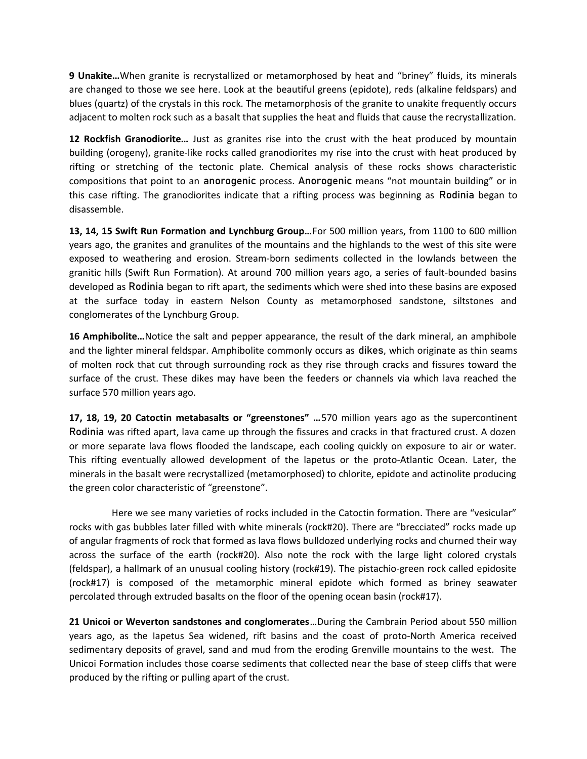**9 Unakite…**When granite is recrystallized or metamorphosed by heat and "briney" fluids, its minerals are changed to those we see here. Look at the beautiful greens (epidote), reds (alkaline feldspars) and blues (quartz) of the crystals in this rock. The metamorphosis of the granite to unakite frequently occurs adjacent to molten rock such as a basalt that supplies the heat and fluids that cause the recrystallization.

**12 Rockfish Granodiorite…** Just as granites rise into the crust with the heat produced by mountain building (orogeny), granite-like rocks called granodiorites my rise into the crust with heat produced by rifting or stretching of the tectonic plate. Chemical analysis of these rocks shows characteristic compositions that point to an anorogenic process. Anorogenic means "not mountain building" or in this case rifting. The granodiorites indicate that a rifting process was beginning as Rodinia began to disassemble.

**13, 14, 15 Swift Run Formation and Lynchburg Group…**For 500 million years, from 1100 to 600 million years ago, the granites and granulites of the mountains and the highlands to the west of this site were exposed to weathering and erosion. Stream-born sediments collected in the lowlands between the granitic hills (Swift Run Formation). At around 700 million years ago, a series of fault-bounded basins developed as Rodinia began to rift apart, the sediments which were shed into these basins are exposed at the surface today in eastern Nelson County as metamorphosed sandstone, siltstones and conglomerates of the Lynchburg Group.

**16 Amphibolite…**Notice the salt and pepper appearance, the result of the dark mineral, an amphibole and the lighter mineral feldspar. Amphibolite commonly occurs as dikes, which originate as thin seams of molten rock that cut through surrounding rock as they rise through cracks and fissures toward the surface of the crust. These dikes may have been the feeders or channels via which lava reached the surface 570 million years ago.

**17, 18, 19, 20 Catoctin metabasalts or "greenstones" …**570 million years ago as the supercontinent Rodinia was rifted apart, lava came up through the fissures and cracks in that fractured crust. A dozen or more separate lava flows flooded the landscape, each cooling quickly on exposure to air or water. This rifting eventually allowed development of the Iapetus or the proto-Atlantic Ocean. Later, the minerals in the basalt were recrystallized (metamorphosed) to chlorite, epidote and actinolite producing the green color characteristic of "greenstone".

Here we see many varieties of rocks included in the Catoctin formation. There are "vesicular" rocks with gas bubbles later filled with white minerals (rock#20). There are "brecciated" rocks made up of angular fragments of rock that formed as lava flows bulldozed underlying rocks and churned their way across the surface of the earth (rock#20). Also note the rock with the large light colored crystals (feldspar), a hallmark of an unusual cooling history (rock#19). The pistachio-green rock called epidosite (rock#17) is composed of the metamorphic mineral epidote which formed as briney seawater percolated through extruded basalts on the floor of the opening ocean basin (rock#17).

**21 Unicoi or Weverton sandstones and conglomerates**…During the Cambrain Period about 550 million years ago, as the Iapetus Sea widened, rift basins and the coast of proto-North America received sedimentary deposits of gravel, sand and mud from the eroding Grenville mountains to the west. The Unicoi Formation includes those coarse sediments that collected near the base of steep cliffs that were produced by the rifting or pulling apart of the crust.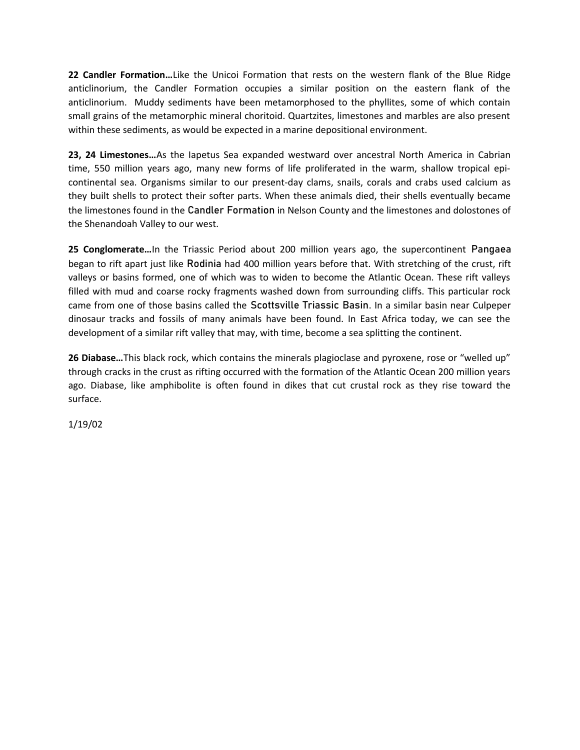**22 Candler Formation…**Like the Unicoi Formation that rests on the western flank of the Blue Ridge anticlinorium, the Candler Formation occupies a similar position on the eastern flank of the anticlinorium. Muddy sediments have been metamorphosed to the phyllites, some of which contain small grains of the metamorphic mineral choritoid. Quartzites, limestones and marbles are also present within these sediments, as would be expected in a marine depositional environment.

**23, 24 Limestones…**As the Iapetus Sea expanded westward over ancestral North America in Cabrian time, 550 million years ago, many new forms of life proliferated in the warm, shallow tropical epi-continental sea. Organisms similar to our present-day clams, snails, corals and crabs used calcium as they built shells to protect their softer parts. When these animals died, their shells eventually became the limestones found in the Candler Formation in Nelson County and the limestones and dolostones of the Shenandoah Valley to our west.

**25 Conglomerate…**In the Triassic Period about 200 million years ago, the supercontinent Pangaea began to rift apart just like Rodinia had 400 million years before that. With stretching of the crust, rift valleys or basins formed, one of which was to widen to become the Atlantic Ocean. These rift valleys filled with mud and coarse rocky fragments washed down from surrounding cliffs. This particular rock came from one of those basins called the Scottsville Triassic Basin. In a similar basin near Culpeper dinosaur tracks and fossils of many animals have been found. In East Africa today, we can see the development of a similar rift valley that may, with time, become a sea splitting the continent.

**26 Diabase…**This black rock, which contains the minerals plagioclase and pyroxene, rose or "welled up" through cracks in the crust as rifting occurred with the formation of the Atlantic Ocean 200 million years ago. Diabase, like amphibolite is often found in dikes that cut crustal rock as they rise toward the surface.

1/19/02